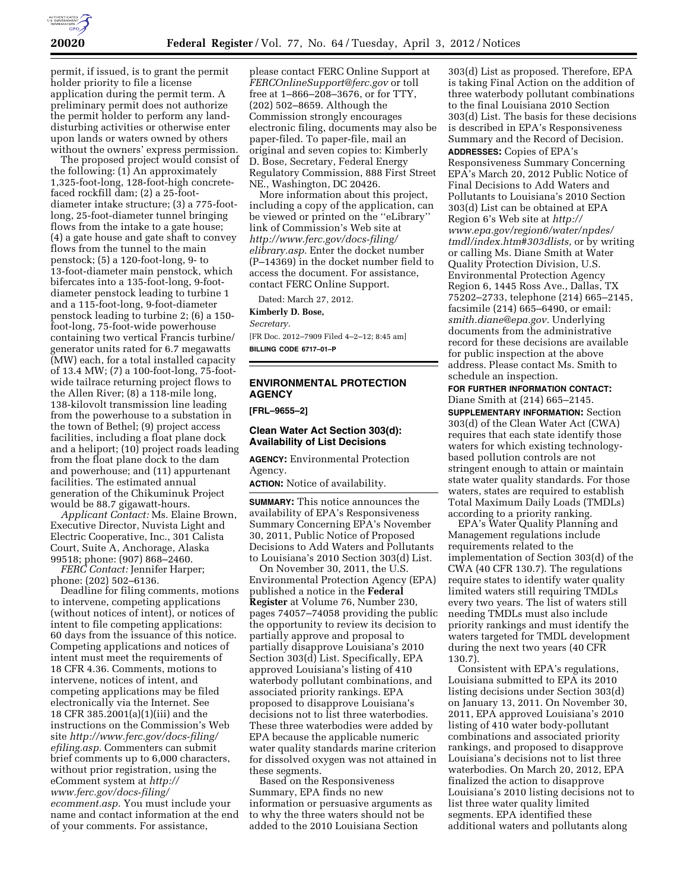permit, if issued, is to grant the permit holder priority to file a license application during the permit term. A preliminary permit does not authorize the permit holder to perform any land-disturbing activities or otherwise enter upon lands or waters owned by others without the owners' express permission.

The proposed project would consist of the following: (1) An approximately 1,325-foot-long, 128-foot-high concrete-faced rockfill dam; (2) a 25-foot-diameter intake structure; (3) a 775-foot-long, 25-foot-diameter tunnel bringing flows from the intake to a gate house; (4) a gate house and gate shaft to convey flows from the tunnel to the main penstock; (5) a 120-foot-long, 9- to 13-foot-diameter main penstock, which bifercates into a 135-foot-long, 9-foot-diameter penstock leading to turbine 1 and a 115-foot-long, 9-foot-diameter penstock leading to turbine 2; (6) a 150-foot-long, 75-foot-wide powerhouse containing two vertical Francis turbine/generator units rated for 6.7 megawatts (MW) each, for a total installed capacity of 13.4 MW; (7) a 100-foot-long, 75-foot-wide tailrace returning project flows to the Allen River; (8) a 118-mile long, 138-kilovolt transmission line leading from the powerhouse to a substation in the town of Bethel; (9) project access facilities, including a float plane dock and a heliport; (10) project roads leading from the float plane dock to the dam and powerhouse; and (11) appurtenant facilities. The estimated annual generation of the Chikuminuk Project would be 88.7 gigawatt-hours.

*Applicant Contact:* Ms. Elaine Brown, Executive Director, Nuvista Light and Electric Cooperative, Inc., 301 Calista Court, Suite A, Anchorage, Alaska 99518; phone: (907) 868–2460.

*FERC Contact:* Jennifer Harper; phone: (202) 502–6136.

Deadline for filing comments, motions to intervene, competing applications (without notices of intent), or notices of intent to file competing applications: 60 days from the issuance of this notice. Competing applications and notices of intent must meet the requirements of 18 CFR 4.36. Comments, motions to intervene, notices of intent, and competing applications may be filed electronically via the Internet. See 18 CFR 385.2001(a)(1)(iii) and the instructions on the Commission's Web site *http://www.ferc.gov/docs-filing/efiling.asp.* Commenters can submit brief comments up to 6,000 characters, without prior registration, using the eComment system at *http://www.ferc.gov/docs-filing/ecomment.asp.* You must include your name and contact information at the end of your comments. For assistance, please contact FERC Online Support at *FERCOnlineSupport@ferc.gov* or toll free at 1–866–208–3676, or for TTY, (202) 502–8659. Although the Commission strongly encourages electronic filing, documents may also be paper-filed. To paper-file, mail an original and seven copies to: Kimberly D. Bose, Secretary, Federal Energy Regulatory Commission, 888 First Street NE., Washington, DC 20426.

More information about this project, including a copy of the application, can be viewed or printed on the ''eLibrary'' link of Commission's Web site at *http://www.ferc.gov/docs-filing/elibrary.asp.* Enter the docket number (P–14369) in the docket number field to access the document. For assistance, contact FERC Online Support.

Dated: March 27, 2012.

**Kimberly D. Bose,**

*Secretary.*

[FR Doc. 2012–7909 Filed 4–2–12; 8:45 am]

**BILLING CODE 6717–01–P**

## ENVIRONMENTAL PROTECTION AGENCY

**[FRL–9655–2]**

### Clean Water Act Section 303(d): Availability of List Decisions

**AGENCY:** Environmental Protection Agency.

**ACTION:** Notice of availability.

**SUMMARY:** This notice announces the availability of EPA's Responsiveness Summary Concerning EPA's November 30, 2011, Public Notice of Proposed Decisions to Add Waters and Pollutants to Louisiana's 2010 Section 303(d) List.

On November 30, 2011, the U.S. Environmental Protection Agency (EPA) published a notice in the **Federal Register** at Volume 76, Number 230, pages 74057–74058 providing the public the opportunity to review its decision to partially approve and proposal to partially disapprove Louisiana's 2010 Section 303(d) List. Specifically, EPA approved Louisiana's listing of 410 waterbody pollutant combinations, and associated priority rankings. EPA proposed to disapprove Louisiana's decisions not to list three waterbodies. These three waterbodies were added by EPA because the applicable numeric water quality standards marine criterion for dissolved oxygen was not attained in these segments.

Based on the Responsiveness Summary, EPA finds no new information or persuasive arguments as to why the three waters should not be added to the 2010 Louisiana Section 303(d) List as proposed. Therefore, EPA is taking Final Action on the addition of three waterbody pollutant combinations to the final Louisiana 2010 Section 303(d) List. The basis for these decisions is described in EPA's Responsiveness Summary and the Record of Decision.

**ADDRESSES:** Copies of EPA's Responsiveness Summary Concerning EPA's March 20, 2012 Public Notice of Final Decisions to Add Waters and Pollutants to Louisiana's 2010 Section 303(d) List can be obtained at EPA Region 6's Web site at *http://www.epa.gov/region6/water/npdes/tmdl/index.htm#303dlists,* or by writing or calling Ms. Diane Smith at Water Quality Protection Division, U.S. Environmental Protection Agency Region 6, 1445 Ross Ave., Dallas, TX 75202–2733, telephone (214) 665–2145, facsimile (214) 665–6490, or email: *smith.diane@epa.gov.* Underlying documents from the administrative record for these decisions are available for public inspection at the above address. Please contact Ms. Smith to schedule an inspection.

**FOR FURTHER INFORMATION CONTACT:** Diane Smith at (214) 665–2145.

**SUPPLEMENTARY INFORMATION:** Section 303(d) of the Clean Water Act (CWA) requires that each state identify those waters for which existing technology-based pollution controls are not stringent enough to attain or maintain state water quality standards. For those waters, states are required to establish Total Maximum Daily Loads (TMDLs) according to a priority ranking.

EPA's Water Quality Planning and Management regulations include requirements related to the implementation of Section 303(d) of the CWA (40 CFR 130.7). The regulations require states to identify water quality limited waters still requiring TMDLs every two years. The list of waters still needing TMDLs must also include priority rankings and must identify the waters targeted for TMDL development during the next two years (40 CFR 130.7).

Consistent with EPA's regulations, Louisiana submitted to EPA its 2010 listing decisions under Section 303(d) on January 13, 2011. On November 30, 2011, EPA approved Louisiana's 2010 listing of 410 water body-pollutant combinations and associated priority rankings, and proposed to disapprove Louisiana's decisions not to list three waterbodies. On March 20, 2012, EPA finalized the action to disapprove Louisiana's 2010 listing decisions not to list three water quality limited segments. EPA identified these additional waters and pollutants along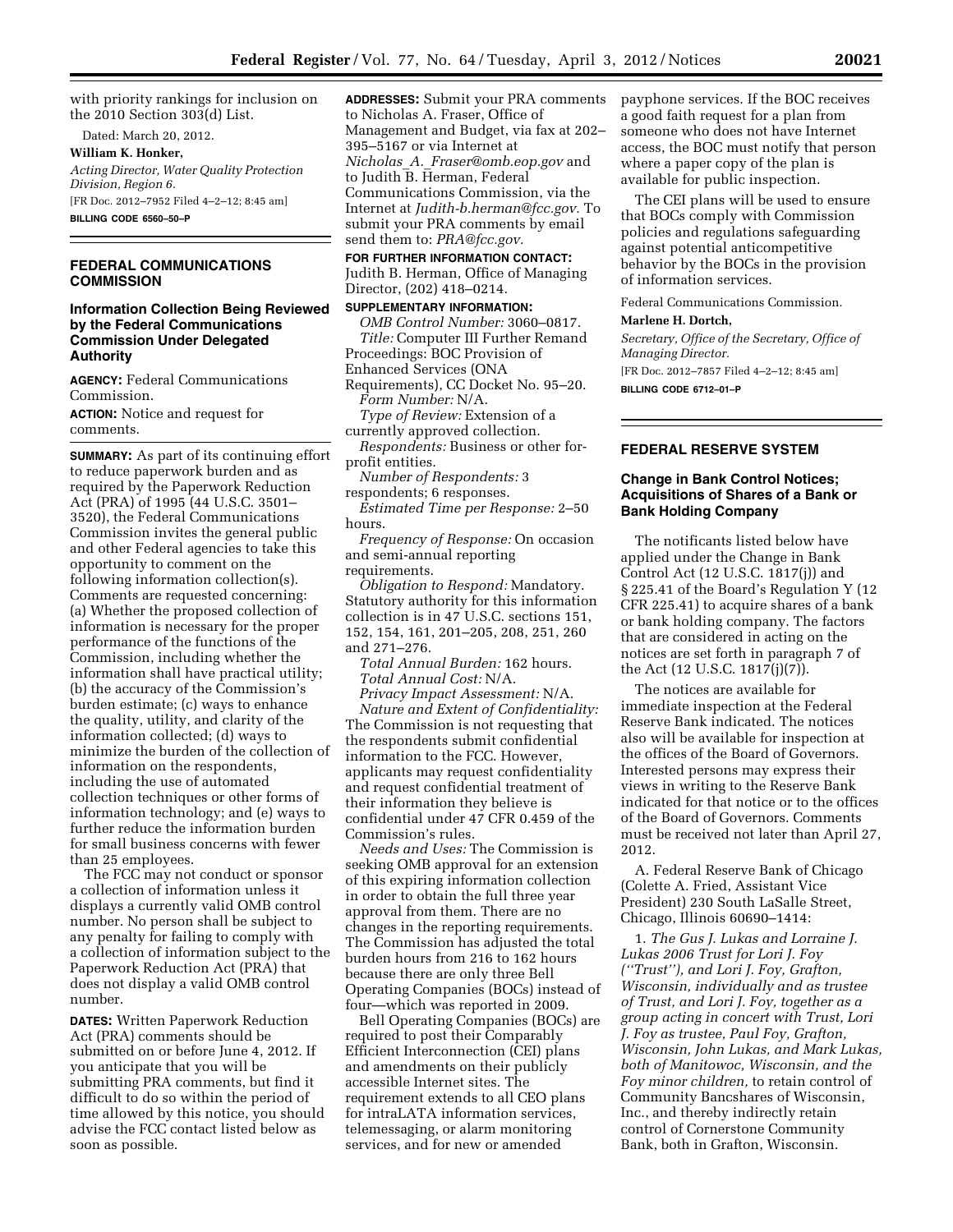with priority rankings for inclusion on the 2010 Section 303(d) List.

Dated: March 20, 2012.

**William K. Honker,**

*Acting Director, Water Quality Protection Division, Region 6.*

[FR Doc. 2012–7952 Filed 4–2–12; 8:45 am]

**BILLING CODE 6560–50–P**

## FEDERAL COMMUNICATIONS COMMISSION

### Information Collection Being Reviewed by the Federal Communications Commission Under Delegated Authority

**AGENCY:** Federal Communications Commission.

**ACTION:** Notice and request for comments.

**SUMMARY:** As part of its continuing effort to reduce paperwork burden and as required by the Paperwork Reduction Act (PRA) of 1995 (44 U.S.C. 3501–3520), the Federal Communications Commission invites the general public and other Federal agencies to take this opportunity to comment on the following information collection(s). Comments are requested concerning: (a) Whether the proposed collection of information is necessary for the proper performance of the functions of the Commission, including whether the information shall have practical utility; (b) the accuracy of the Commission's burden estimate; (c) ways to enhance the quality, utility, and clarity of the information collected; (d) ways to minimize the burden of the collection of information on the respondents, including the use of automated collection techniques or other forms of information technology; and (e) ways to further reduce the information burden for small business concerns with fewer than 25 employees.

The FCC may not conduct or sponsor a collection of information unless it displays a currently valid OMB control number. No person shall be subject to any penalty for failing to comply with a collection of information subject to the Paperwork Reduction Act (PRA) that does not display a valid OMB control number.

**DATES:** Written Paperwork Reduction Act (PRA) comments should be submitted on or before June 4, 2012. If you anticipate that you will be submitting PRA comments, but find it difficult to do so within the period of time allowed by this notice, you should advise the FCC contact listed below as soon as possible.

**ADDRESSES:** Submit your PRA comments to Nicholas A. Fraser, Office of Management and Budget, via fax at 202–395–5167 or via Internet at *Nicholas_A._Fraser@omb.eop.gov* and to Judith B. Herman, Federal Communications Commission, via the Internet at *Judith-b.herman@fcc.gov.* To submit your PRA comments by email send them to: *PRA@fcc.gov.*

**FOR FURTHER INFORMATION CONTACT:** Judith B. Herman, Office of Managing Director, (202) 418–0214.

**SUPPLEMENTARY INFORMATION:**

*OMB Control Number:* 3060–0817.

*Title:* Computer III Further Remand Proceedings: BOC Provision of Enhanced Services (ONA Requirements), CC Docket No. 95–20.

*Form Number:* N/A.

*Type of Review:* Extension of a currently approved collection.

*Respondents:* Business or other for-profit entities.

*Number of Respondents:* 3 respondents; 6 responses.

*Estimated Time per Response:* 2–50 hours.

*Frequency of Response:* On occasion and semi-annual reporting requirements.

*Obligation to Respond:* Mandatory. Statutory authority for this information collection is in 47 U.S.C. sections 151, 152, 154, 161, 201–205, 208, 251, 260 and 271–276.

*Total Annual Burden:* 162 hours.

*Total Annual Cost:* N/A.

*Privacy Impact Assessment:* N/A.

*Nature and Extent of Confidentiality:* The Commission is not requesting that the respondents submit confidential information to the FCC. However, applicants may request confidentiality and request confidential treatment of their information they believe is confidential under 47 CFR 0.459 of the Commission's rules.

*Needs and Uses:* The Commission is seeking OMB approval for an extension of this expiring information collection in order to obtain the full three year approval from them. There are no changes in the reporting requirements. The Commission has adjusted the total burden hours from 216 to 162 hours because there are only three Bell Operating Companies (BOCs) instead of four—which was reported in 2009.

Bell Operating Companies (BOCs) are required to post their Comparably Efficient Interconnection (CEI) plans and amendments on their publicly accessible Internet sites. The requirement extends to all CEO plans for intraLATA information services, telemessaging, or alarm monitoring services, and for new or amended payphone services. If the BOC receives a good faith request for a plan from someone who does not have Internet access, the BOC must notify that person where a paper copy of the plan is available for public inspection.

The CEI plans will be used to ensure that BOCs comply with Commission policies and regulations safeguarding against potential anticompetitive behavior by the BOCs in the provision of information services.

Federal Communications Commission.

**Marlene H. Dortch,**

*Secretary, Office of the Secretary, Office of Managing Director.*

[FR Doc. 2012–7857 Filed 4–2–12; 8:45 am]

**BILLING CODE 6712–01–P**

## FEDERAL RESERVE SYSTEM

### Change in Bank Control Notices; Acquisitions of Shares of a Bank or Bank Holding Company

The notificants listed below have applied under the Change in Bank Control Act (12 U.S.C. 1817(j)) and § 225.41 of the Board's Regulation Y (12 CFR 225.41) to acquire shares of a bank or bank holding company. The factors that are considered in acting on the notices are set forth in paragraph 7 of the Act (12 U.S.C. 1817(j)(7)).

The notices are available for immediate inspection at the Federal Reserve Bank indicated. The notices also will be available for inspection at the offices of the Board of Governors. Interested persons may express their views in writing to the Reserve Bank indicated for that notice or to the offices of the Board of Governors. Comments must be received not later than April 27, 2012.

A. Federal Reserve Bank of Chicago (Colette A. Fried, Assistant Vice President) 230 South LaSalle Street, Chicago, Illinois 60690–1414:

1. *The Gus J. Lukas and Lorraine J. Lukas 2006 Trust for Lori J. Foy ("Trust"), and Lori J. Foy, Grafton, Wisconsin, individually and as trustee of Trust, and Lori J. Foy, together as a group acting in concert with Trust, Lori J. Foy as trustee, Paul Foy, Grafton, Wisconsin, John Lukas, and Mark Lukas, both of Manitowoc, Wisconsin, and the Foy minor children,* to retain control of Community Bancshares of Wisconsin, Inc., and thereby indirectly retain control of Cornerstone Community Bank, both in Grafton, Wisconsin.